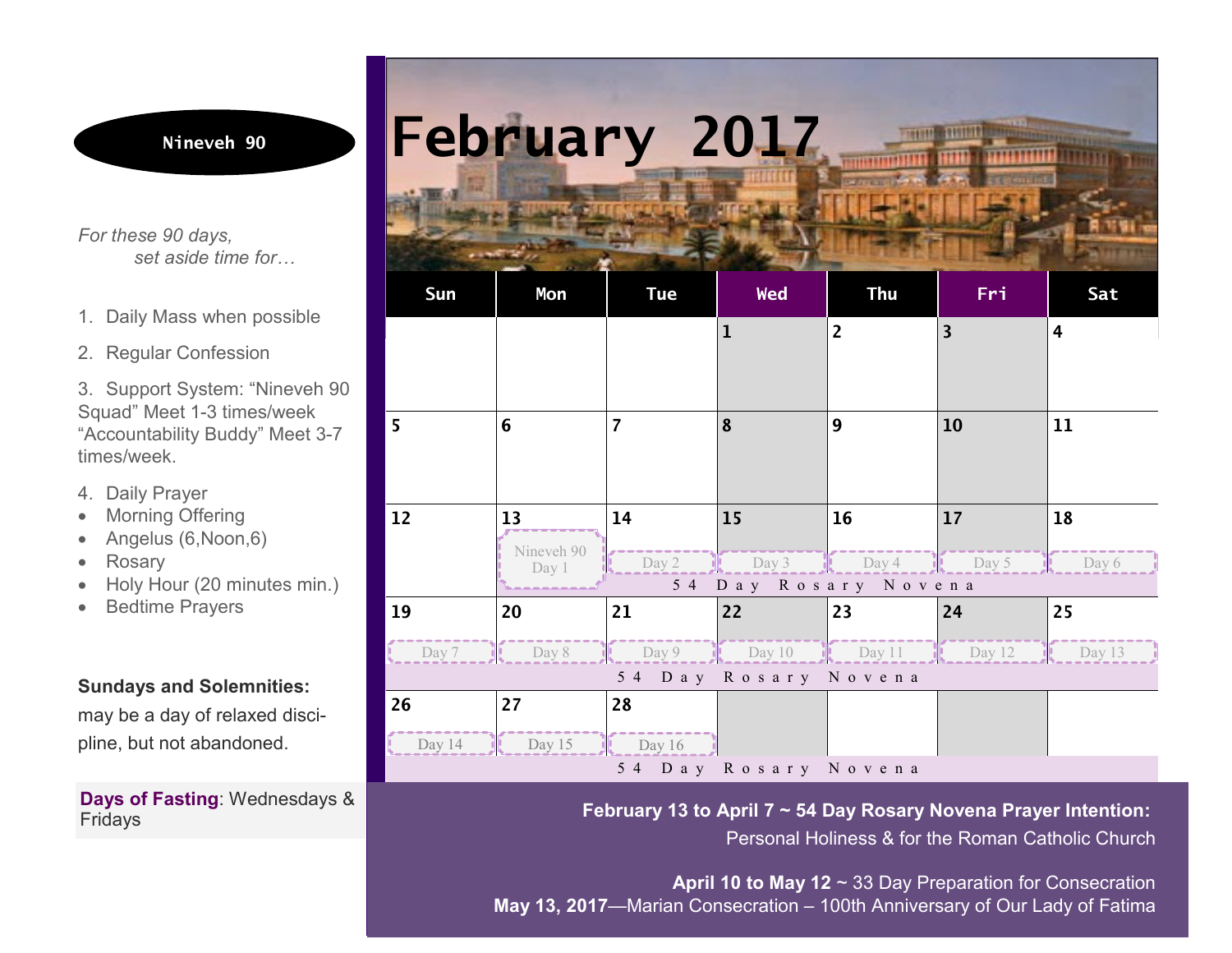**Nineveh 90**

*For these 90 days,*
*set aside time for…*

1. Daily Mass when possible
2. Regular Confession
3. Support System: "Nineveh 90 Squad" Meet 1-3 times/week "Accountability Buddy" Meet 3-7 times/week.
4. Daily Prayer
   - Morning Offering
   - Angelus (6,Noon,6)
   - Rosary
   - Holy Hour (20 minutes min.)
   - Bedtime Prayers

**Sundays and Solemnities:** may be a day of relaxed discipline, but not abandoned.

**Days of Fasting**: Wednesdays & Fridays

# February 2017

| Sun | Mon | Tue | Wed | Thu | Fri | Sat |
|---|---|---|---|---|---|---|
| | | | 1 | 2 | 3 | 4 |
| 5 | 6 | 7 | 8 | 9 | 10 | 11 |
| 12 | 13 Nineveh 90 Day 1 | 14 Day 2 | 15 Day 3 | 16 Day 4 | 17 Day 5 | 18 Day 6 |
| | 54 Day Rosary Novena | | | | | |
| 19 Day 7 | 20 Day 8 | 21 Day 9 | 22 Day 10 | 23 Day 11 | 24 Day 12 | 25 Day 13 |
| 54 Day Rosary Novena | | | | | | |
| 26 Day 14 | 27 Day 15 | 28 Day 16 | | | | |
| 54 Day Rosary Novena | | | | | | |

**February 13 to April 7 ~ 54 Day Rosary Novena Prayer Intention:**
Personal Holiness & for the Roman Catholic Church

**April 10 to May 12** ~ 33 Day Preparation for Consecration
**May 13, 2017**—Marian Consecration – 100th Anniversary of Our Lady of Fatima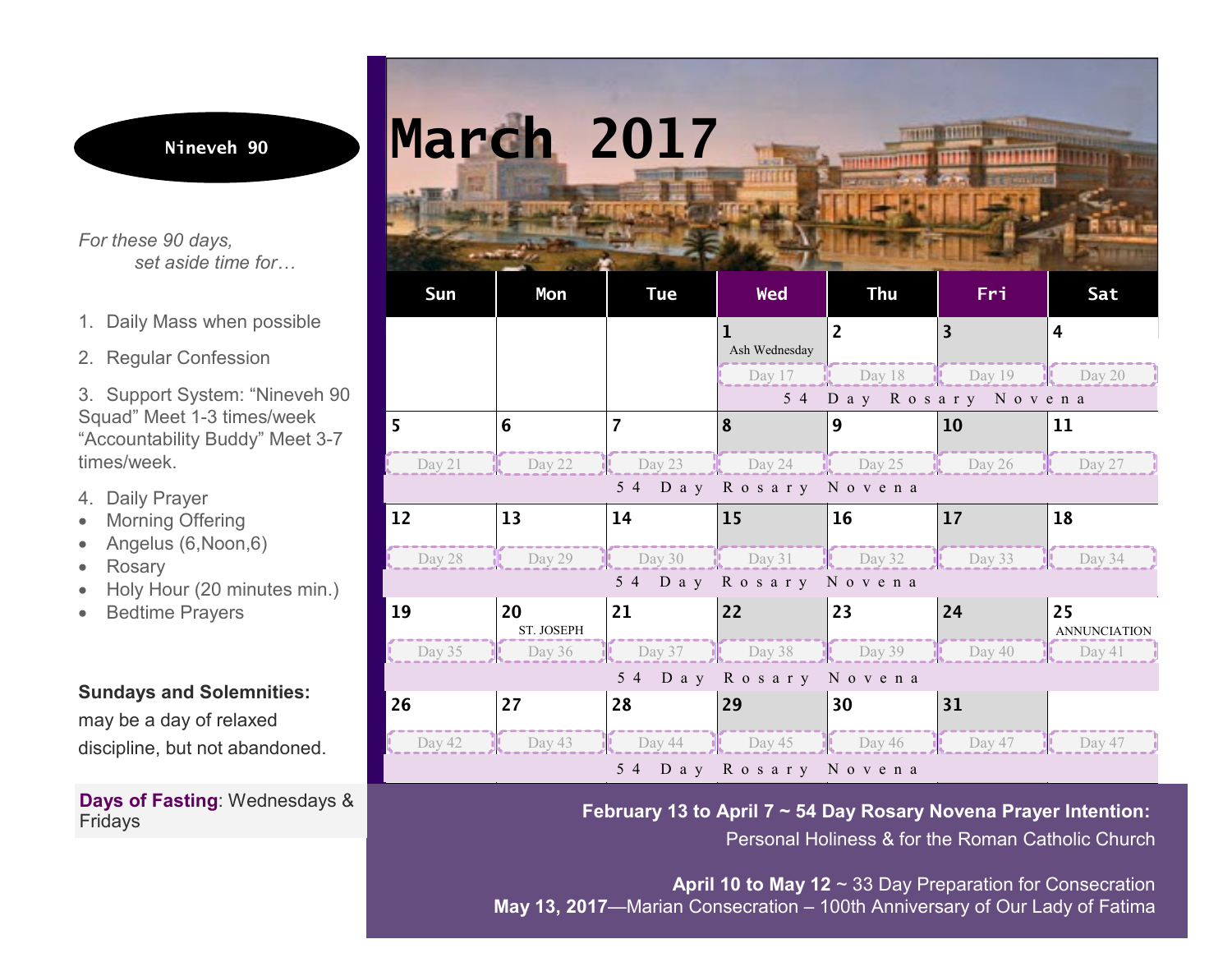Nineveh 90

*For these 90 days, set aside time for…*

1. Daily Mass when possible
2. Regular Confession
3. Support System: "Nineveh 90 Squad" Meet 1-3 times/week "Accountability Buddy" Meet 3-7 times/week.
4. Daily Prayer
   - Morning Offering
   - Angelus (6,Noon,6)
   - Rosary
   - Holy Hour (20 minutes min.)
   - Bedtime Prayers

**Sundays and Solemnities:** may be a day of relaxed discipline, but not abandoned.

**Days of Fasting**: Wednesdays & Fridays

# March 2017

| Sun | Mon | Tue | Wed | Thu | Fri | Sat |
|---|---|---|---|---|---|---|
| | | | 1 Ash Wednesday Day 17 | 2 Day 18 | 3 Day 19 | 4 Day 20 |
| 5 Day 21 | 6 Day 22 | 7 Day 23 | 8 Day 24 | 9 Day 25 | 10 Day 26 | 11 Day 27 |
| 12 Day 28 | 13 Day 29 | 14 Day 30 | 15 Day 31 | 16 Day 32 | 17 Day 33 | 18 Day 34 |
| 19 Day 35 | 20 ST. JOSEPH Day 36 | 21 Day 37 | 22 Day 38 | 23 Day 39 | 24 Day 40 | 25 ANNUNCIATION Day 41 |
| 26 Day 42 | 27 Day 43 | 28 Day 44 | 29 Day 45 | 30 Day 46 | 31 Day 47 | Day 47 |

54 Day Rosary Novena (each week)

**February 13 to April 7 ~ 54 Day Rosary Novena Prayer Intention:**
Personal Holiness & for the Roman Catholic Church

**April 10 to May 12** ~ 33 Day Preparation for Consecration
**May 13, 2017**—Marian Consecration – 100th Anniversary of Our Lady of Fatima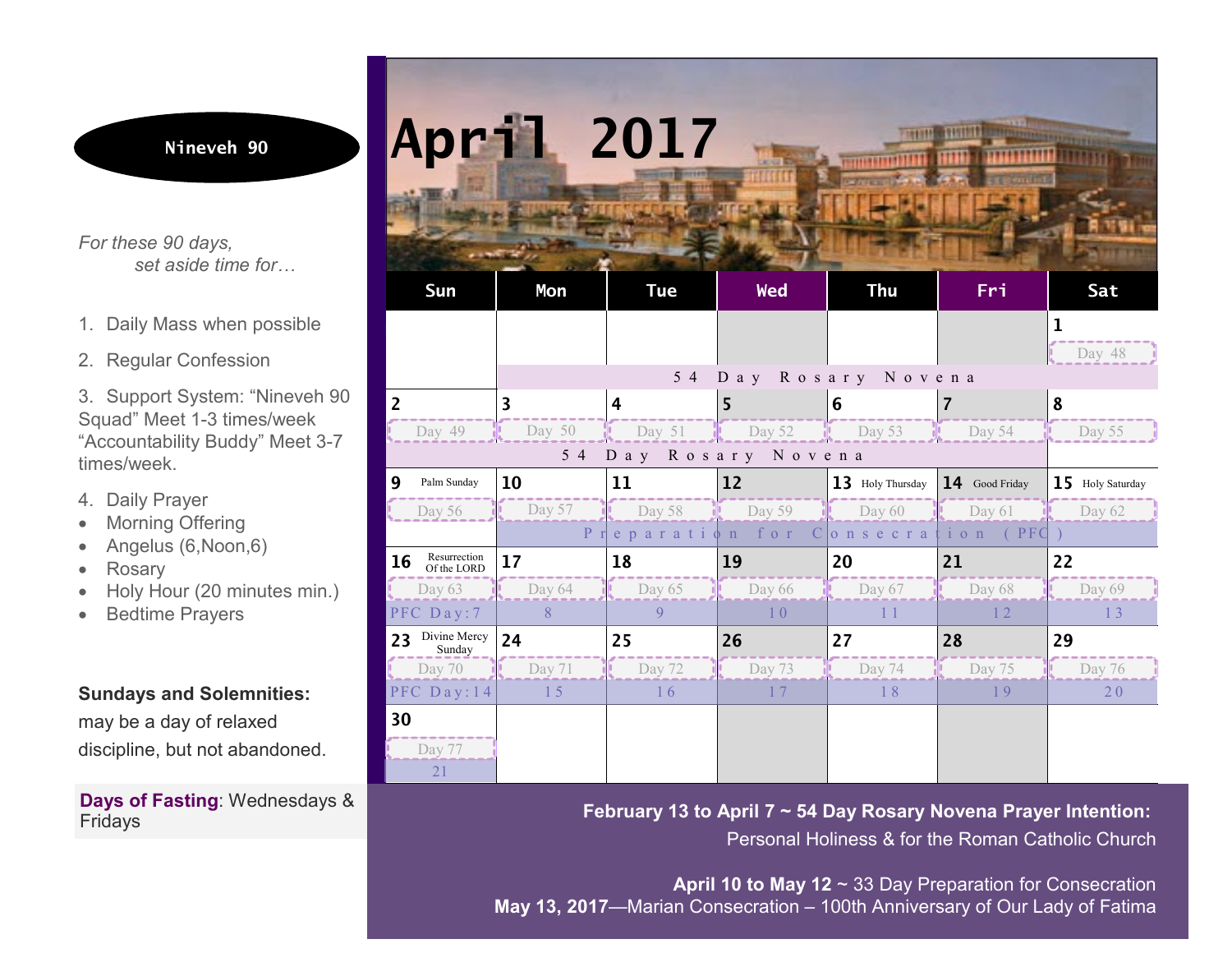# Nineveh 90

*For these 90 days, set aside time for…*

1. Daily Mass when possible
2. Regular Confession
3. Support System: "Nineveh 90 Squad" Meet 1-3 times/week "Accountability Buddy" Meet 3-7 times/week.
4. Daily Prayer
   - Morning Offering
   - Angelus (6,Noon,6)
   - Rosary
   - Holy Hour (20 minutes min.)
   - Bedtime Prayers

**Sundays and Solemnities:** may be a day of relaxed discipline, but not abandoned.

**Days of Fasting**: Wednesdays & Fridays

# April 2017

| Sun | Mon | Tue | Wed | Thu | Fri | Sat |
|---|---|---|---|---|---|---|
| | | | | | | **1** Day 48 |
| | 54 Day Rosary Novena | | | | | |
| **2** Day 49 | **3** Day 50 | **4** Day 51 | **5** Day 52 | **6** Day 53 | **7** Day 54 | **8** Day 55 |
| 54 Day Rosary Novena | | | | | | |
| **9** Palm Sunday Day 56 | **10** Day 57 | **11** Day 58 | **12** Day 59 | **13** Holy Thursday Day 60 | **14** Good Friday Day 61 | **15** Holy Saturday Day 62 |
| | Preparation for Consecration (PFC) | | | | | |
| **16** Resurrection Of the LORD Day 63 | **17** Day 64 | **18** Day 65 | **19** Day 66 | **20** Day 67 | **21** Day 68 | **22** Day 69 |
| PFC Day:7 | 8 | 9 | 10 | 11 | 12 | 13 |
| **23** Divine Mercy Sunday Day 70 | **24** Day 71 | **25** Day 72 | **26** Day 73 | **27** Day 74 | **28** Day 75 | **29** Day 76 |
| PFC Day:14 | 15 | 16 | 17 | 18 | 19 | 20 |
| **30** Day 77 | | | | | | |
| 21 | | | | | | |

**February 13 to April 7 ~ 54 Day Rosary Novena Prayer Intention:** Personal Holiness & for the Roman Catholic Church

**April 10 to May 12** ~ 33 Day Preparation for Consecration
**May 13, 2017**—Marian Consecration – 100th Anniversary of Our Lady of Fatima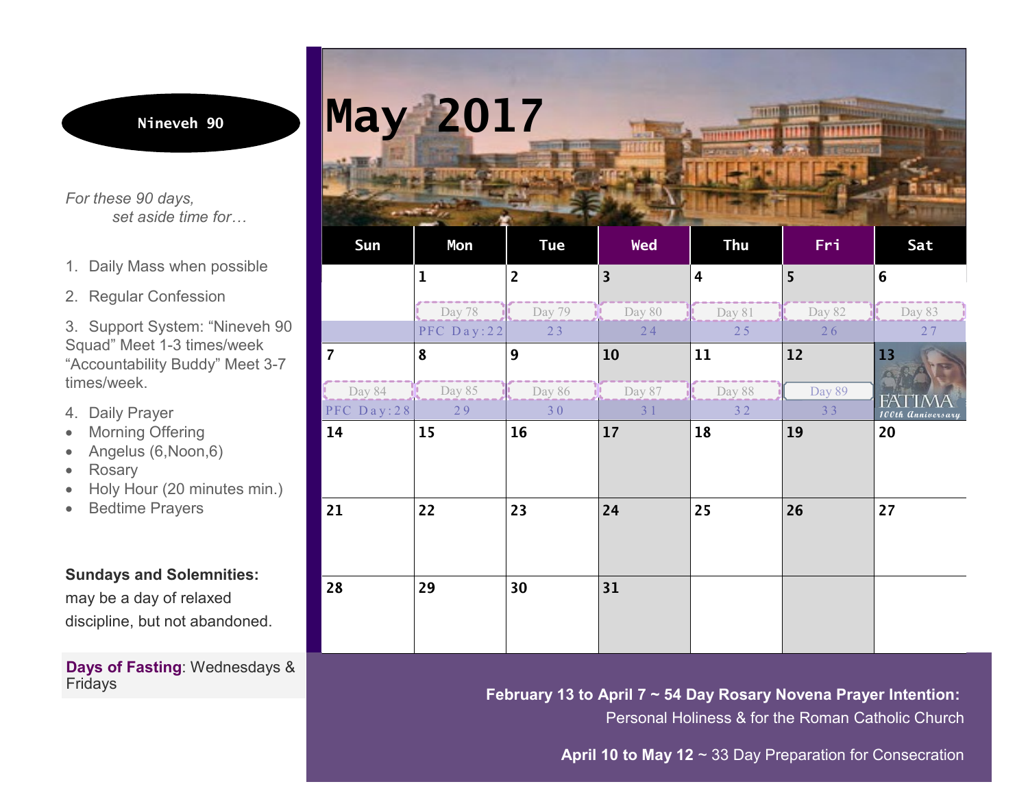**Nineveh 90**

*For these 90 days,*
*set aside time for…*

1. Daily Mass when possible
2. Regular Confession
3. Support System: "Nineveh 90 Squad" Meet 1-3 times/week "Accountability Buddy" Meet 3-7 times/week.
4. Daily Prayer
   - Morning Offering
   - Angelus (6,Noon,6)
   - Rosary
   - Holy Hour (20 minutes min.)
   - Bedtime Prayers

**Sundays and Solemnities:** may be a day of relaxed discipline, but not abandoned.

**Days of Fasting**: Wednesdays & Fridays

# May 2017

| Sun | Mon | Tue | Wed | Thu | Fri | Sat |
|---|---|---|---|---|---|---|
| | 1 Day 78 PFC Day:22 | 2 Day 79 23 | 3 Day 80 24 | 4 Day 81 25 | 5 Day 82 26 | 6 Day 83 27 |
| 7 Day 84 PFC Day:28 | 8 Day 85 29 | 9 Day 86 30 | 10 Day 87 31 | 11 Day 88 32 | 12 Day 89 33 | 13 FATIMA 100th Anniversary |
| 14 | 15 | 16 | 17 | 18 | 19 | 20 |
| 21 | 22 | 23 | 24 | 25 | 26 | 27 |
| 28 | 29 | 30 | 31 | | | |

**February 13 to April 7 ~ 54 Day Rosary Novena Prayer Intention:** Personal Holiness & for the Roman Catholic Church

**April 10 to May 12** ~ 33 Day Preparation for Consecration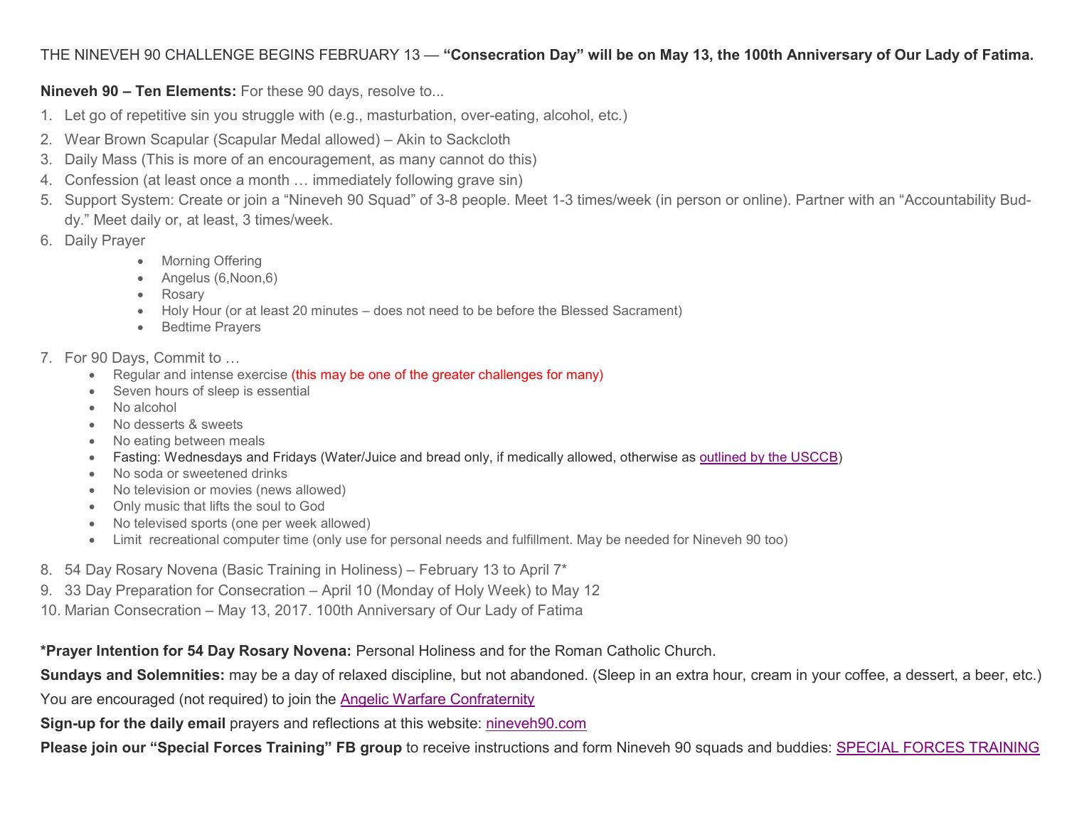THE NINEVEH 90 CHALLENGE BEGINS FEBRUARY 13 — **"Consecration Day" will be on May 13, the 100th Anniversary of Our Lady of Fatima.**

**Nineveh 90 – Ten Elements:** For these 90 days, resolve to...

1. Let go of repetitive sin you struggle with (e.g., masturbation, over-eating, alcohol, etc.)
2. Wear Brown Scapular (Scapular Medal allowed) – Akin to Sackcloth
3. Daily Mass (This is more of an encouragement, as many cannot do this)
4. Confession (at least once a month … immediately following grave sin)
5. Support System: Create or join a "Nineveh 90 Squad" of 3-8 people. Meet 1-3 times/week (in person or online). Partner with an "Accountability Buddy." Meet daily or, at least, 3 times/week.
6. Daily Prayer
   - Morning Offering
   - Angelus (6,Noon,6)
   - Rosary
   - Holy Hour (or at least 20 minutes – does not need to be before the Blessed Sacrament)
   - Bedtime Prayers
7. For 90 Days, Commit to …
   - Regular and intense exercise (this may be one of the greater challenges for many)
   - Seven hours of sleep is essential
   - No alcohol
   - No desserts & sweets
   - No eating between meals
   - Fasting: Wednesdays and Fridays (Water/Juice and bread only, if medically allowed, otherwise as outlined by the USCCB)
   - No soda or sweetened drinks
   - No television or movies (news allowed)
   - Only music that lifts the soul to God
   - No televised sports (one per week allowed)
   - Limit recreational computer time (only use for personal needs and fulfillment. May be needed for Nineveh 90 too)
8. 54 Day Rosary Novena (Basic Training in Holiness) – February 13 to April 7*
9. 33 Day Preparation for Consecration – April 10 (Monday of Holy Week) to May 12
10. Marian Consecration – May 13, 2017. 100th Anniversary of Our Lady of Fatima

**\*Prayer Intention for 54 Day Rosary Novena:** Personal Holiness and for the Roman Catholic Church.

**Sundays and Solemnities:** may be a day of relaxed discipline, but not abandoned. (Sleep in an extra hour, cream in your coffee, a dessert, a beer, etc.)

You are encouraged (not required) to join the Angelic Warfare Confraternity

**Sign-up for the daily email** prayers and reflections at this website: nineveh90.com

**Please join our "Special Forces Training" FB group** to receive instructions and form Nineveh 90 squads and buddies: SPECIAL FORCES TRAINING